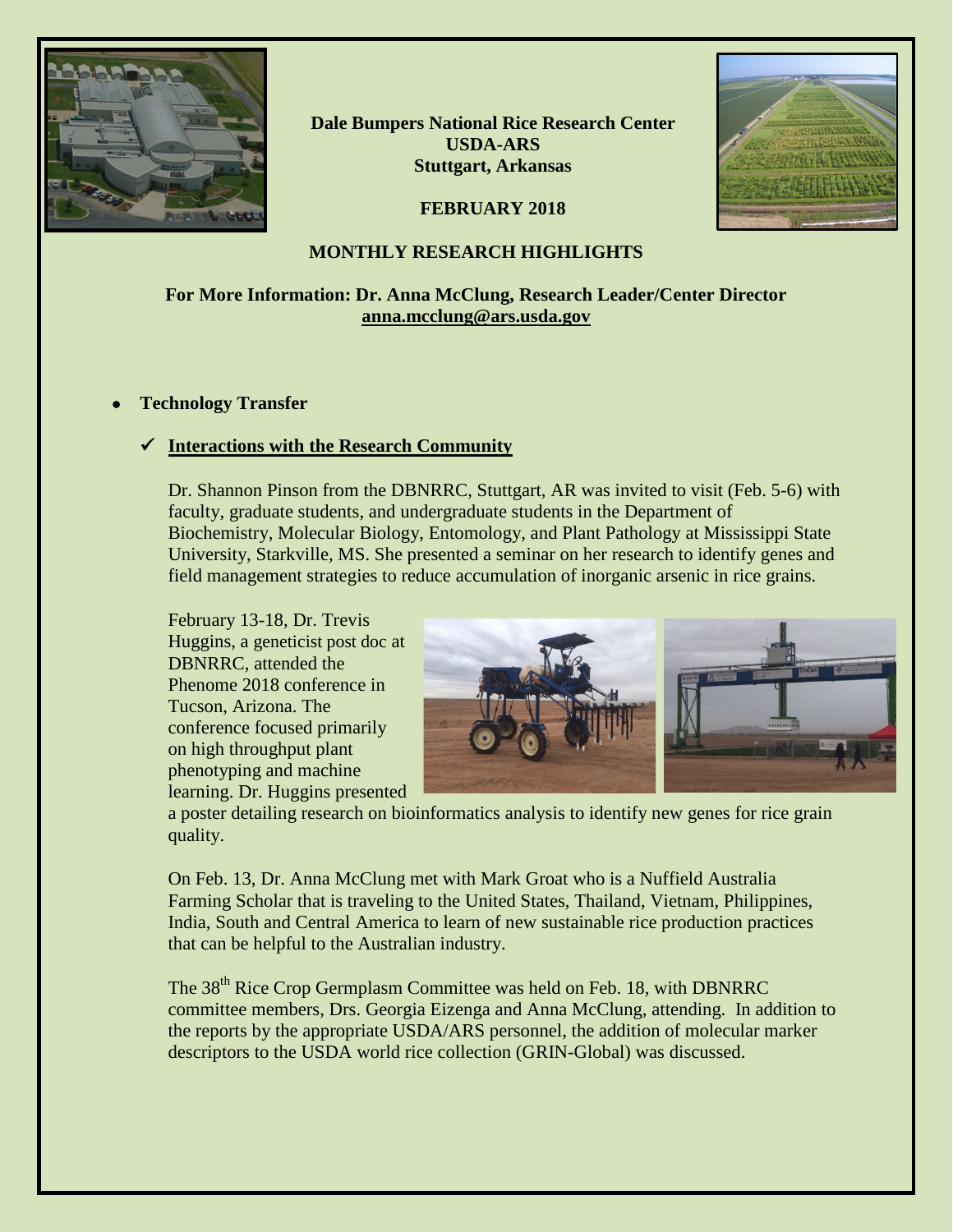**Dale Bumpers National Rice Research Center**
**USDA-ARS**
**Stuttgart, Arkansas**

**FEBRUARY 2018**

## MONTHLY RESEARCH HIGHLIGHTS

**For More Information: Dr. Anna McClung, Research Leader/Center Director**
**anna.mcclung@ars.usda.gov**

- **Technology Transfer**

### ✓ Interactions with the Research Community

Dr. Shannon Pinson from the DBNRRC, Stuttgart, AR was invited to visit (Feb. 5-6) with faculty, graduate students, and undergraduate students in the Department of Biochemistry, Molecular Biology, Entomology, and Plant Pathology at Mississippi State University, Starkville, MS. She presented a seminar on her research to identify genes and field management strategies to reduce accumulation of inorganic arsenic in rice grains.

February 13-18, Dr. Trevis Huggins, a geneticist post doc at DBNRRC, attended the Phenome 2018 conference in Tucson, Arizona. The conference focused primarily on high throughput plant phenotyping and machine learning. Dr. Huggins presented a poster detailing research on bioinformatics analysis to identify new genes for rice grain quality.

On Feb. 13, Dr. Anna McClung met with Mark Groat who is a Nuffield Australia Farming Scholar that is traveling to the United States, Thailand, Vietnam, Philippines, India, South and Central America to learn of new sustainable rice production practices that can be helpful to the Australian industry.

The 38th Rice Crop Germplasm Committee was held on Feb. 18, with DBNRRC committee members, Drs. Georgia Eizenga and Anna McClung, attending. In addition to the reports by the appropriate USDA/ARS personnel, the addition of molecular marker descriptors to the USDA world rice collection (GRIN-Global) was discussed.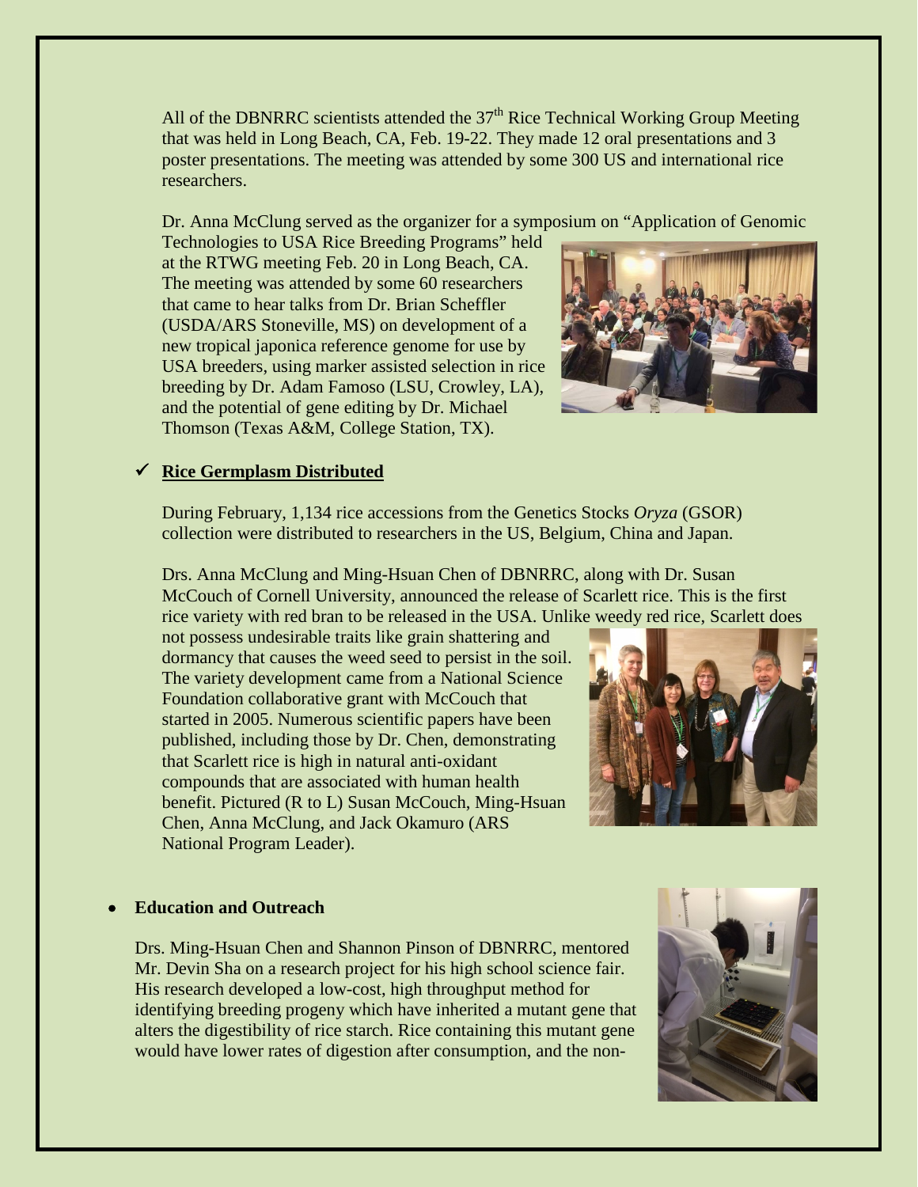All of the DBNRRC scientists attended the 37th Rice Technical Working Group Meeting that was held in Long Beach, CA, Feb. 19-22. They made 12 oral presentations and 3 poster presentations. The meeting was attended by some 300 US and international rice researchers.

Dr. Anna McClung served as the organizer for a symposium on "Application of Genomic Technologies to USA Rice Breeding Programs" held at the RTWG meeting Feb. 20 in Long Beach, CA. The meeting was attended by some 60 researchers that came to hear talks from Dr. Brian Scheffler (USDA/ARS Stoneville, MS) on development of a new tropical japonica reference genome for use by USA breeders, using marker assisted selection in rice breeding by Dr. Adam Famoso (LSU, Crowley, LA), and the potential of gene editing by Dr. Michael Thomson (Texas A&M, College Station, TX).

- ✓ **Rice Germplasm Distributed**

During February, 1,134 rice accessions from the Genetics Stocks *Oryza* (GSOR) collection were distributed to researchers in the US, Belgium, China and Japan.

Drs. Anna McClung and Ming-Hsuan Chen of DBNRRC, along with Dr. Susan McCouch of Cornell University, announced the release of Scarlett rice. This is the first rice variety with red bran to be released in the USA. Unlike weedy red rice, Scarlett does not possess undesirable traits like grain shattering and dormancy that causes the weed seed to persist in the soil. The variety development came from a National Science Foundation collaborative grant with McCouch that started in 2005. Numerous scientific papers have been published, including those by Dr. Chen, demonstrating that Scarlett rice is high in natural anti-oxidant compounds that are associated with human health benefit. Pictured (R to L) Susan McCouch, Ming-Hsuan Chen, Anna McClung, and Jack Okamuro (ARS National Program Leader).

- **Education and Outreach**

Drs. Ming-Hsuan Chen and Shannon Pinson of DBNRRC, mentored Mr. Devin Sha on a research project for his high school science fair. His research developed a low-cost, high throughput method for identifying breeding progeny which have inherited a mutant gene that alters the digestibility of rice starch. Rice containing this mutant gene would have lower rates of digestion after consumption, and the non-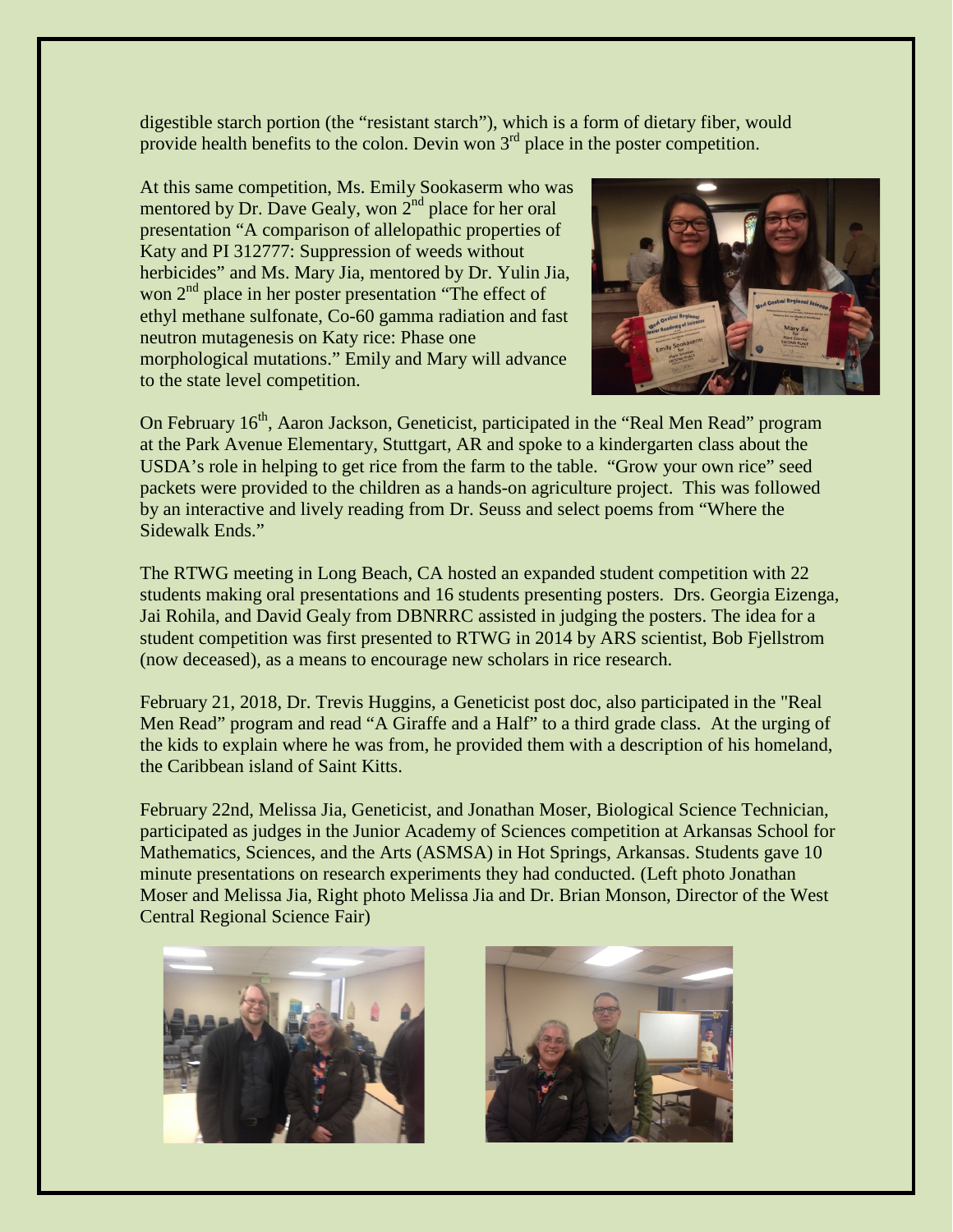digestible starch portion (the "resistant starch"), which is a form of dietary fiber, would provide health benefits to the colon. Devin won 3rd place in the poster competition.

At this same competition, Ms. Emily Sookaserm who was mentored by Dr. Dave Gealy, won 2nd place for her oral presentation "A comparison of allelopathic properties of Katy and PI 312777: Suppression of weeds without herbicides" and Ms. Mary Jia, mentored by Dr. Yulin Jia, won 2nd place in her poster presentation "The effect of ethyl methane sulfonate, Co-60 gamma radiation and fast neutron mutagenesis on Katy rice: Phase one morphological mutations." Emily and Mary will advance to the state level competition.

On February 16th, Aaron Jackson, Geneticist, participated in the "Real Men Read" program at the Park Avenue Elementary, Stuttgart, AR and spoke to a kindergarten class about the USDA's role in helping to get rice from the farm to the table. "Grow your own rice" seed packets were provided to the children as a hands-on agriculture project. This was followed by an interactive and lively reading from Dr. Seuss and select poems from "Where the Sidewalk Ends."

The RTWG meeting in Long Beach, CA hosted an expanded student competition with 22 students making oral presentations and 16 students presenting posters. Drs. Georgia Eizenga, Jai Rohila, and David Gealy from DBNRRC assisted in judging the posters. The idea for a student competition was first presented to RTWG in 2014 by ARS scientist, Bob Fjellstrom (now deceased), as a means to encourage new scholars in rice research.

February 21, 2018, Dr. Trevis Huggins, a Geneticist post doc, also participated in the "Real Men Read" program and read "A Giraffe and a Half" to a third grade class. At the urging of the kids to explain where he was from, he provided them with a description of his homeland, the Caribbean island of Saint Kitts.

February 22nd, Melissa Jia, Geneticist, and Jonathan Moser, Biological Science Technician, participated as judges in the Junior Academy of Sciences competition at Arkansas School for Mathematics, Sciences, and the Arts (ASMSA) in Hot Springs, Arkansas. Students gave 10 minute presentations on research experiments they had conducted. (Left photo Jonathan Moser and Melissa Jia, Right photo Melissa Jia and Dr. Brian Monson, Director of the West Central Regional Science Fair)